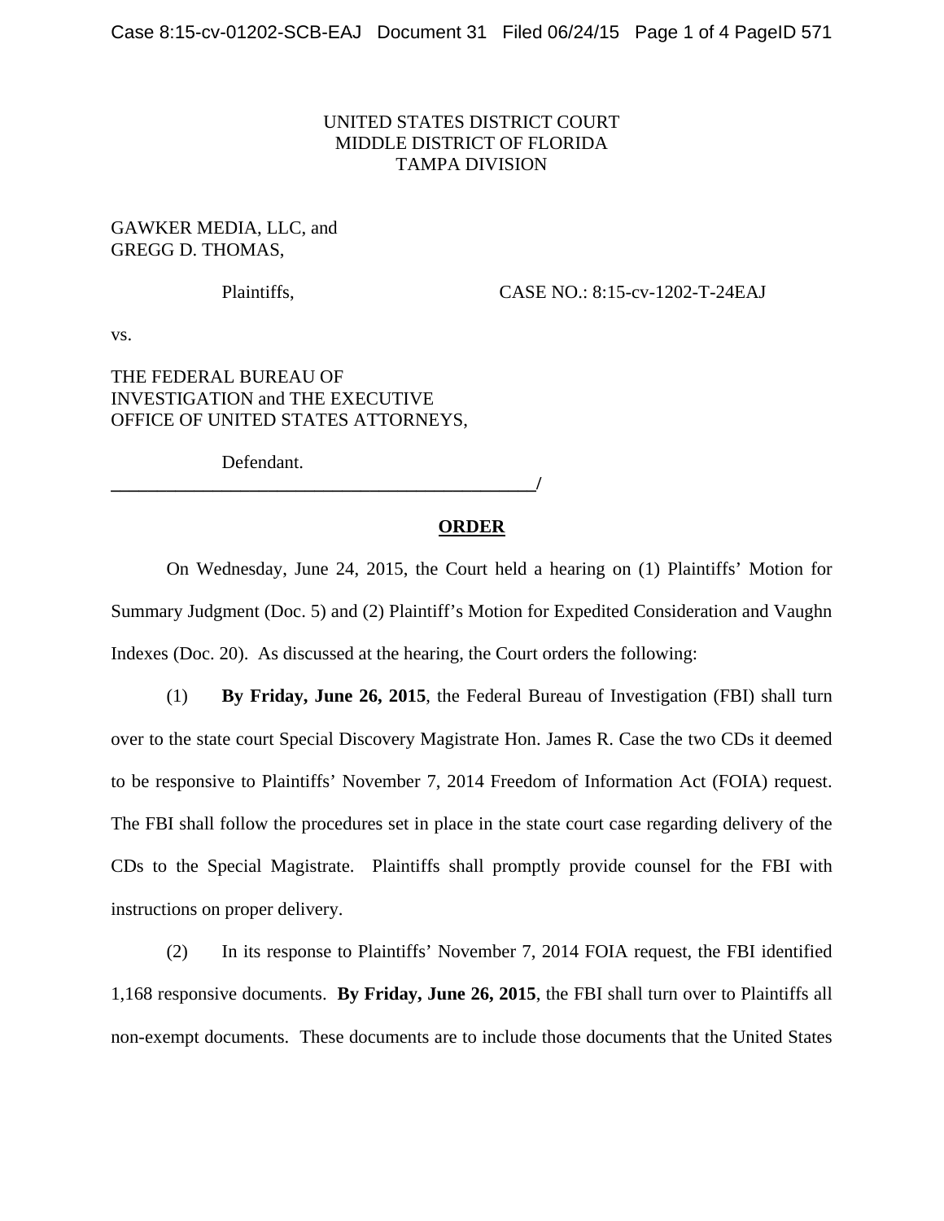UNITED STATES DISTRICT COURT
MIDDLE DISTRICT OF FLORIDA
TAMPA DIVISION

GAWKER MEDIA, LLC, and
GREGG D. THOMAS,

Plaintiffs,

CASE NO.: 8:15-cv-1202-T-24EAJ

vs.

THE FEDERAL BUREAU OF
INVESTIGATION and THE EXECUTIVE
OFFICE OF UNITED STATES ATTORNEYS,

Defendant.

_____________________________________________/

## ORDER

On Wednesday, June 24, 2015, the Court held a hearing on (1) Plaintiffs' Motion for Summary Judgment (Doc. 5) and (2) Plaintiff's Motion for Expedited Consideration and Vaughn Indexes (Doc. 20). As discussed at the hearing, the Court orders the following:

(1) **By Friday, June 26, 2015**, the Federal Bureau of Investigation (FBI) shall turn over to the state court Special Discovery Magistrate Hon. James R. Case the two CDs it deemed to be responsive to Plaintiffs' November 7, 2014 Freedom of Information Act (FOIA) request. The FBI shall follow the procedures set in place in the state court case regarding delivery of the CDs to the Special Magistrate. Plaintiffs shall promptly provide counsel for the FBI with instructions on proper delivery.

(2) In its response to Plaintiffs' November 7, 2014 FOIA request, the FBI identified 1,168 responsive documents. **By Friday, June 26, 2015**, the FBI shall turn over to Plaintiffs all non-exempt documents. These documents are to include those documents that the United States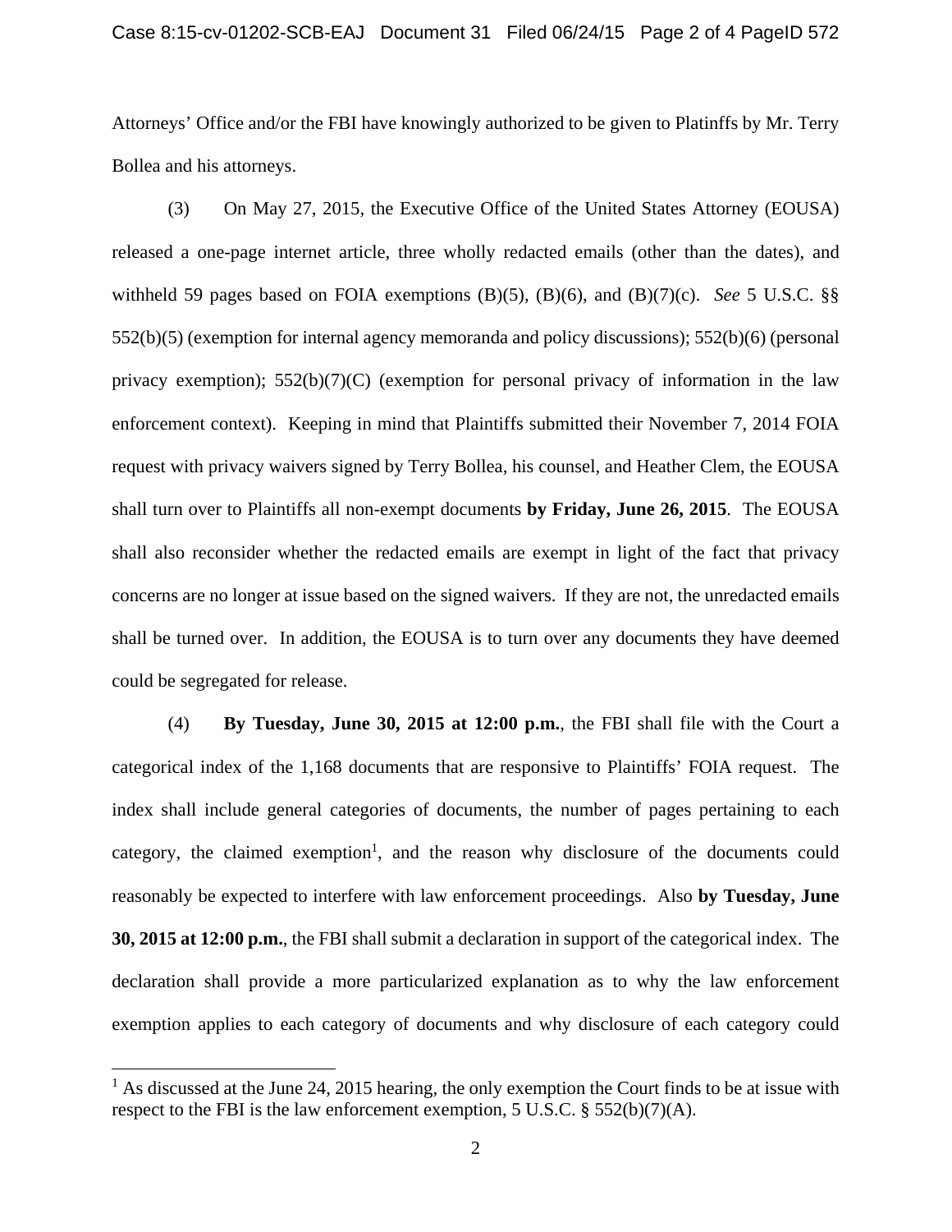Attorneys' Office and/or the FBI have knowingly authorized to be given to Platinffs by Mr. Terry Bollea and his attorneys.

(3) On May 27, 2015, the Executive Office of the United States Attorney (EOUSA) released a one-page internet article, three wholly redacted emails (other than the dates), and withheld 59 pages based on FOIA exemptions (B)(5), (B)(6), and (B)(7)(c). *See* 5 U.S.C. §§ 552(b)(5) (exemption for internal agency memoranda and policy discussions); 552(b)(6) (personal privacy exemption); 552(b)(7)(C) (exemption for personal privacy of information in the law enforcement context). Keeping in mind that Plaintiffs submitted their November 7, 2014 FOIA request with privacy waivers signed by Terry Bollea, his counsel, and Heather Clem, the EOUSA shall turn over to Plaintiffs all non-exempt documents **by Friday, June 26, 2015**. The EOUSA shall also reconsider whether the redacted emails are exempt in light of the fact that privacy concerns are no longer at issue based on the signed waivers. If they are not, the unredacted emails shall be turned over. In addition, the EOUSA is to turn over any documents they have deemed could be segregated for release.

(4) **By Tuesday, June 30, 2015 at 12:00 p.m.**, the FBI shall file with the Court a categorical index of the 1,168 documents that are responsive to Plaintiffs' FOIA request. The index shall include general categories of documents, the number of pages pertaining to each category, the claimed exemption[1], and the reason why disclosure of the documents could reasonably be expected to interfere with law enforcement proceedings. Also **by Tuesday, June 30, 2015 at 12:00 p.m.**, the FBI shall submit a declaration in support of the categorical index. The declaration shall provide a more particularized explanation as to why the law enforcement exemption applies to each category of documents and why disclosure of each category could

[1] As discussed at the June 24, 2015 hearing, the only exemption the Court finds to be at issue with respect to the FBI is the law enforcement exemption, 5 U.S.C. § 552(b)(7)(A).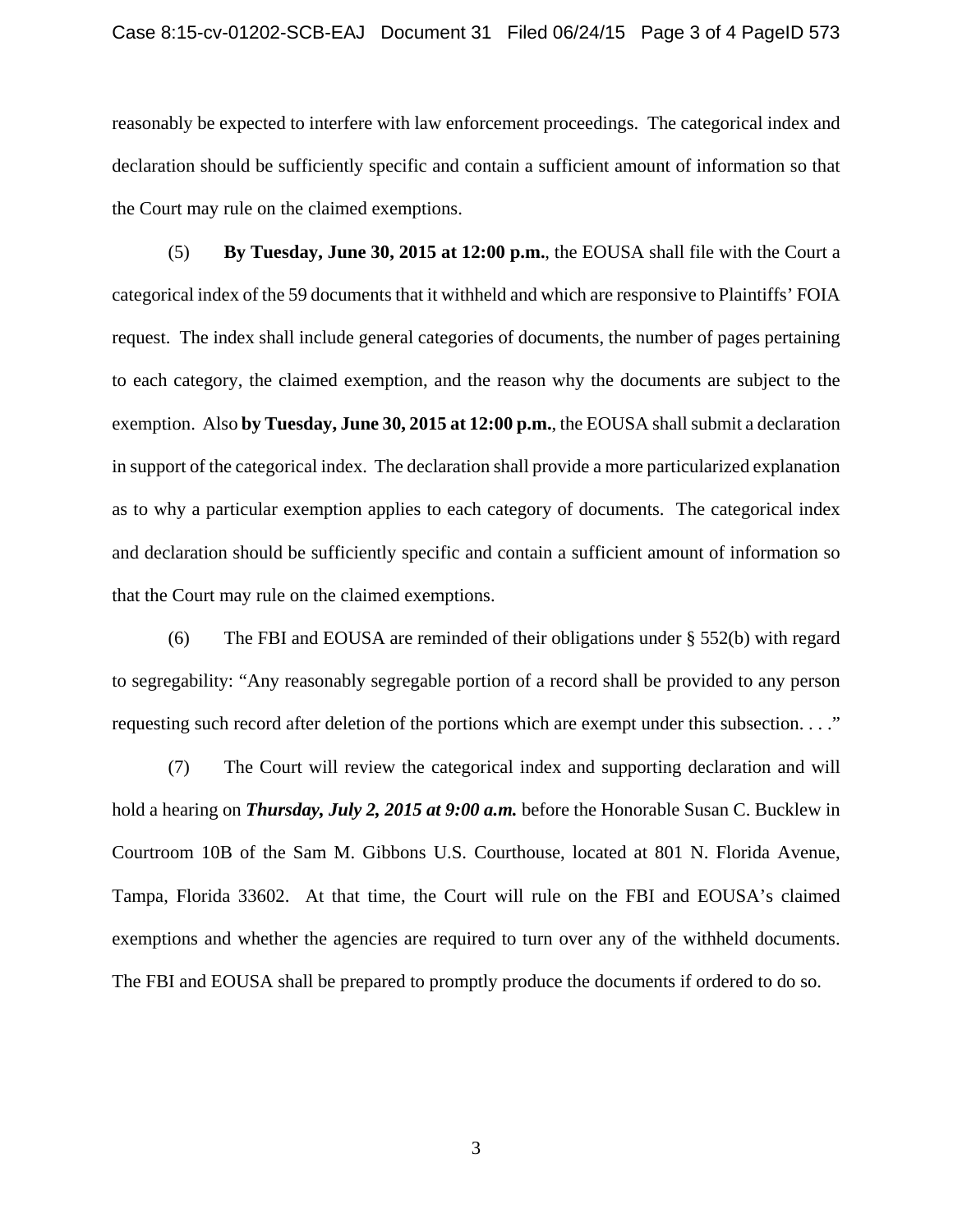reasonably be expected to interfere with law enforcement proceedings. The categorical index and declaration should be sufficiently specific and contain a sufficient amount of information so that the Court may rule on the claimed exemptions.

(5) **By Tuesday, June 30, 2015 at 12:00 p.m.**, the EOUSA shall file with the Court a categorical index of the 59 documents that it withheld and which are responsive to Plaintiffs' FOIA request. The index shall include general categories of documents, the number of pages pertaining to each category, the claimed exemption, and the reason why the documents are subject to the exemption. Also **by Tuesday, June 30, 2015 at 12:00 p.m.**, the EOUSA shall submit a declaration in support of the categorical index. The declaration shall provide a more particularized explanation as to why a particular exemption applies to each category of documents. The categorical index and declaration should be sufficiently specific and contain a sufficient amount of information so that the Court may rule on the claimed exemptions.

(6) The FBI and EOUSA are reminded of their obligations under § 552(b) with regard to segregability: "Any reasonably segregable portion of a record shall be provided to any person requesting such record after deletion of the portions which are exempt under this subsection. . . ."

(7) The Court will review the categorical index and supporting declaration and will hold a hearing on ***Thursday, July 2, 2015 at 9:00 a.m.*** before the Honorable Susan C. Bucklew in Courtroom 10B of the Sam M. Gibbons U.S. Courthouse, located at 801 N. Florida Avenue, Tampa, Florida 33602. At that time, the Court will rule on the FBI and EOUSA's claimed exemptions and whether the agencies are required to turn over any of the withheld documents. The FBI and EOUSA shall be prepared to promptly produce the documents if ordered to do so.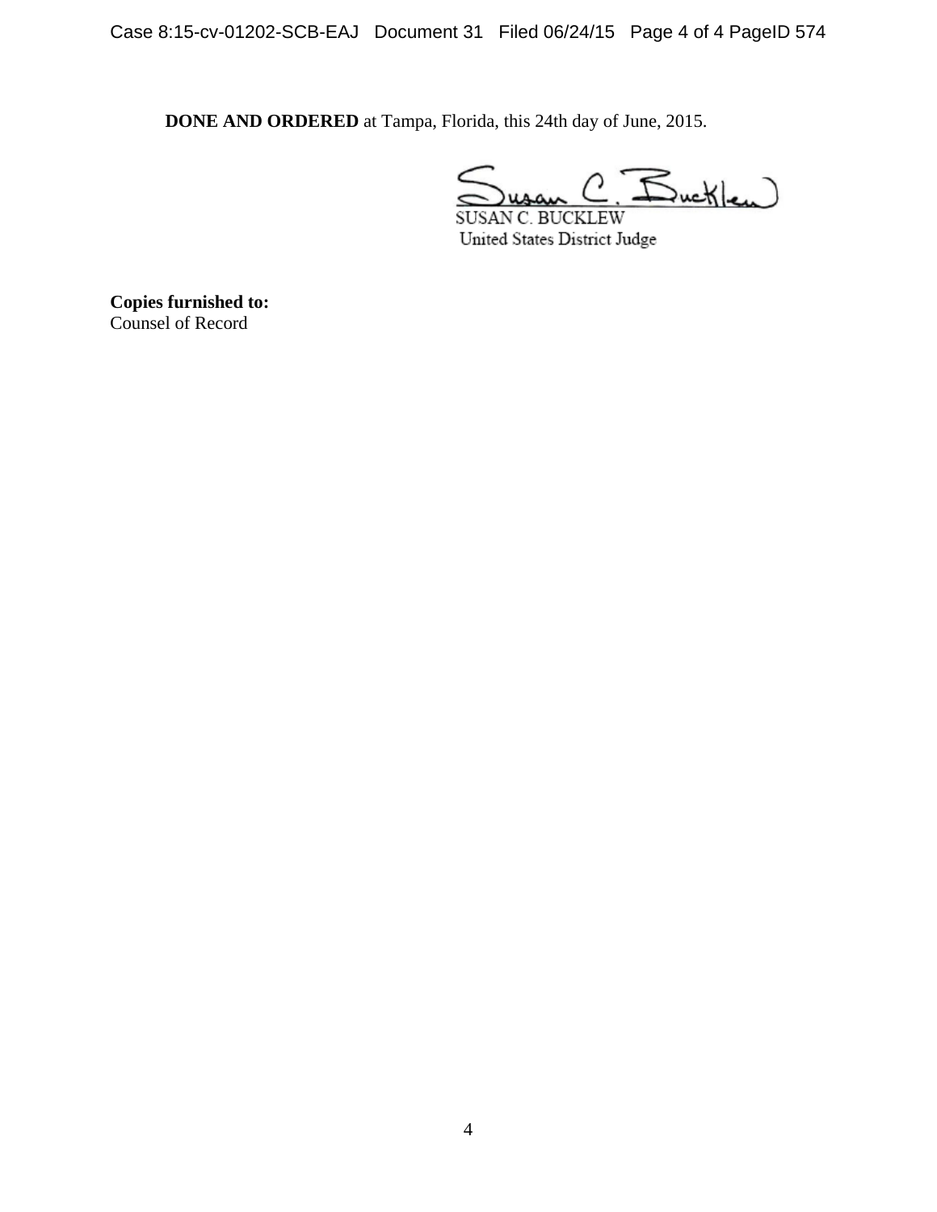**DONE AND ORDERED** at Tampa, Florida, this 24th day of June, 2015.

SUSAN C. BUCKLEW
United States District Judge

**Copies furnished to:**
Counsel of Record